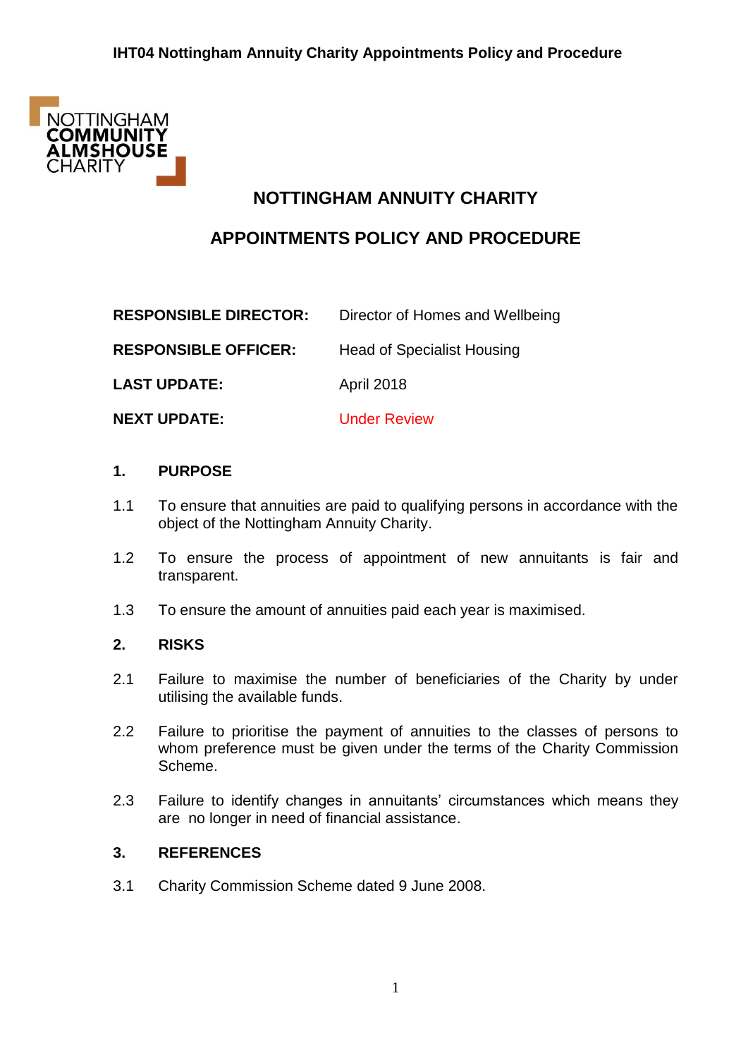# NOTTINGHAM ANNUITY CHARITY

# APPOINTMENTS POLICY AND PROCEDURE

| | |
|---|---|
| **RESPONSIBLE DIRECTOR:** | Director of Homes and Wellbeing |
| **RESPONSIBLE OFFICER:** | Head of Specialist Housing |
| **LAST UPDATE:** | April 2018 |
| **NEXT UPDATE:** | Under Review |

## 1. PURPOSE

1.1 To ensure that annuities are paid to qualifying persons in accordance with the object of the Nottingham Annuity Charity.

1.2 To ensure the process of appointment of new annuitants is fair and transparent.

1.3 To ensure the amount of annuities paid each year is maximised.

## 2. RISKS

2.1 Failure to maximise the number of beneficiaries of the Charity by under utilising the available funds.

2.2 Failure to prioritise the payment of annuities to the classes of persons to whom preference must be given under the terms of the Charity Commission Scheme.

2.3 Failure to identify changes in annuitants' circumstances which means they are no longer in need of financial assistance.

## 3. REFERENCES

3.1 Charity Commission Scheme dated 9 June 2008.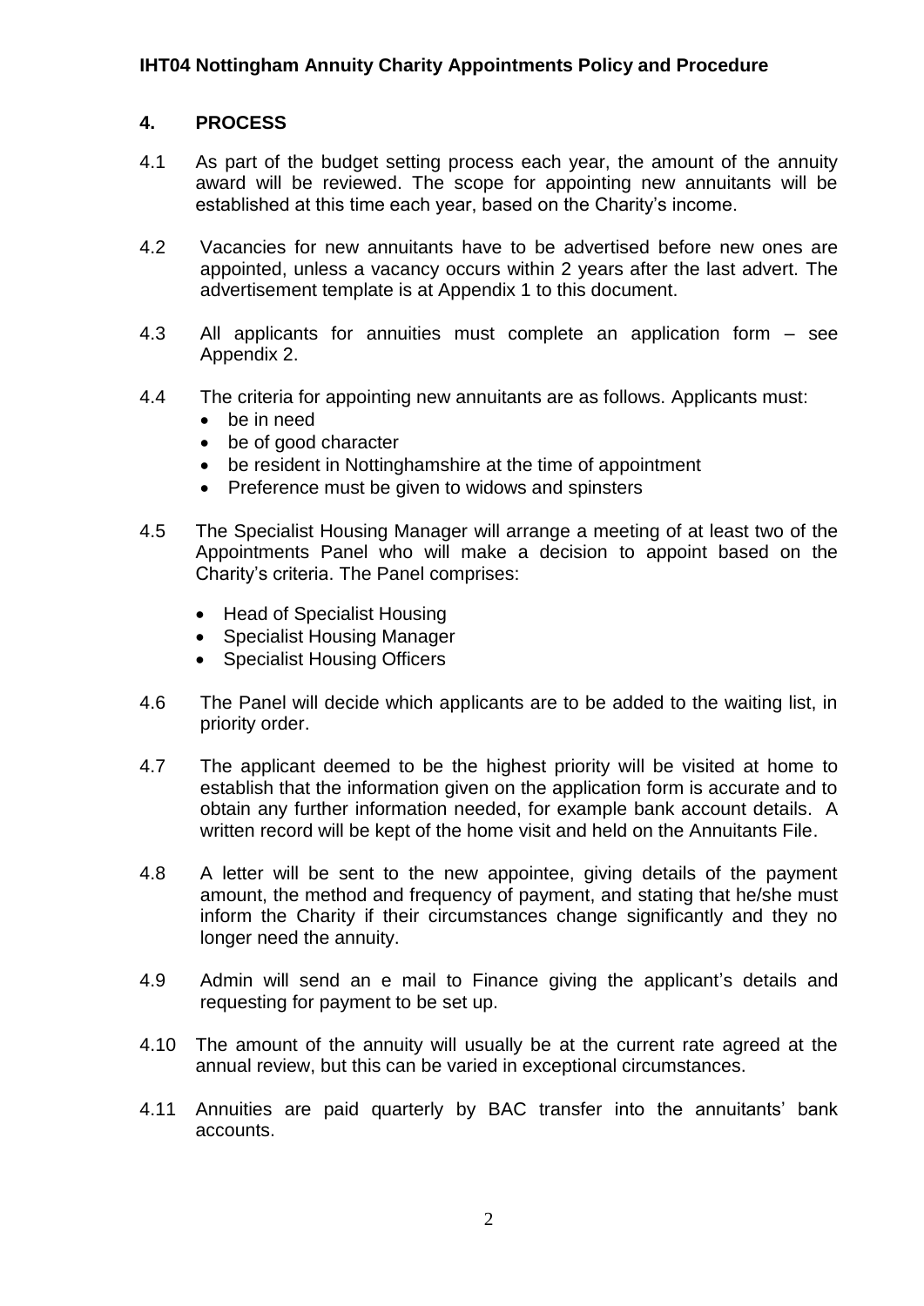## 4. PROCESS

4.1 As part of the budget setting process each year, the amount of the annuity award will be reviewed. The scope for appointing new annuitants will be established at this time each year, based on the Charity's income.

4.2 Vacancies for new annuitants have to be advertised before new ones are appointed, unless a vacancy occurs within 2 years after the last advert. The advertisement template is at Appendix 1 to this document.

4.3 All applicants for annuities must complete an application form – see Appendix 2.

4.4 The criteria for appointing new annuitants are as follows. Applicants must:

- be in need
- be of good character
- be resident in Nottinghamshire at the time of appointment
- Preference must be given to widows and spinsters

4.5 The Specialist Housing Manager will arrange a meeting of at least two of the Appointments Panel who will make a decision to appoint based on the Charity's criteria. The Panel comprises:

- Head of Specialist Housing
- Specialist Housing Manager
- Specialist Housing Officers

4.6 The Panel will decide which applicants are to be added to the waiting list, in priority order.

4.7 The applicant deemed to be the highest priority will be visited at home to establish that the information given on the application form is accurate and to obtain any further information needed, for example bank account details. A written record will be kept of the home visit and held on the Annuitants File.

4.8 A letter will be sent to the new appointee, giving details of the payment amount, the method and frequency of payment, and stating that he/she must inform the Charity if their circumstances change significantly and they no longer need the annuity.

4.9 Admin will send an e mail to Finance giving the applicant's details and requesting for payment to be set up.

4.10 The amount of the annuity will usually be at the current rate agreed at the annual review, but this can be varied in exceptional circumstances.

4.11 Annuities are paid quarterly by BAC transfer into the annuitants' bank accounts.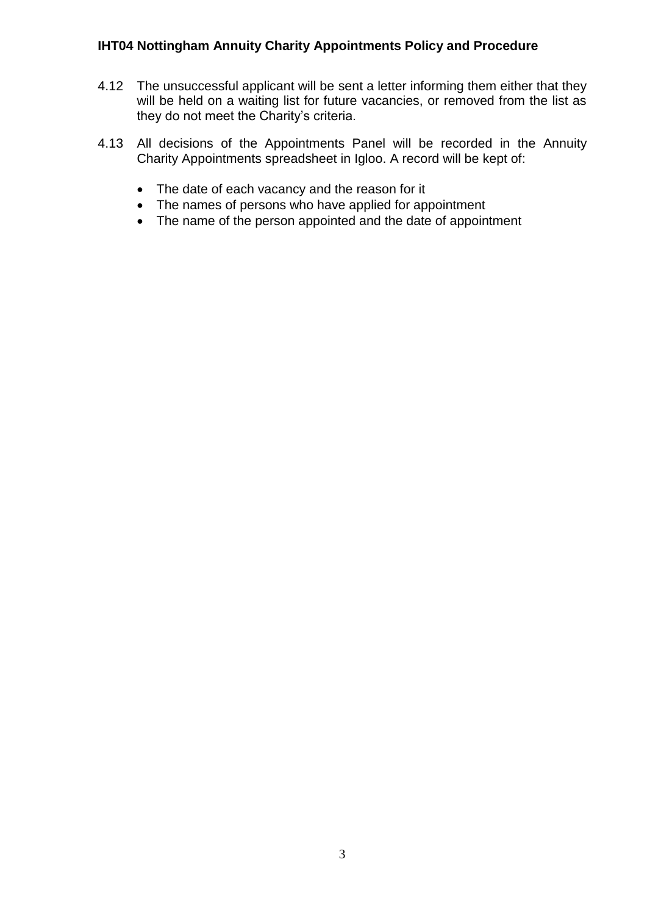4.12 The unsuccessful applicant will be sent a letter informing them either that they will be held on a waiting list for future vacancies, or removed from the list as they do not meet the Charity's criteria.

4.13 All decisions of the Appointments Panel will be recorded in the Annuity Charity Appointments spreadsheet in Igloo. A record will be kept of:

- The date of each vacancy and the reason for it
- The names of persons who have applied for appointment
- The name of the person appointed and the date of appointment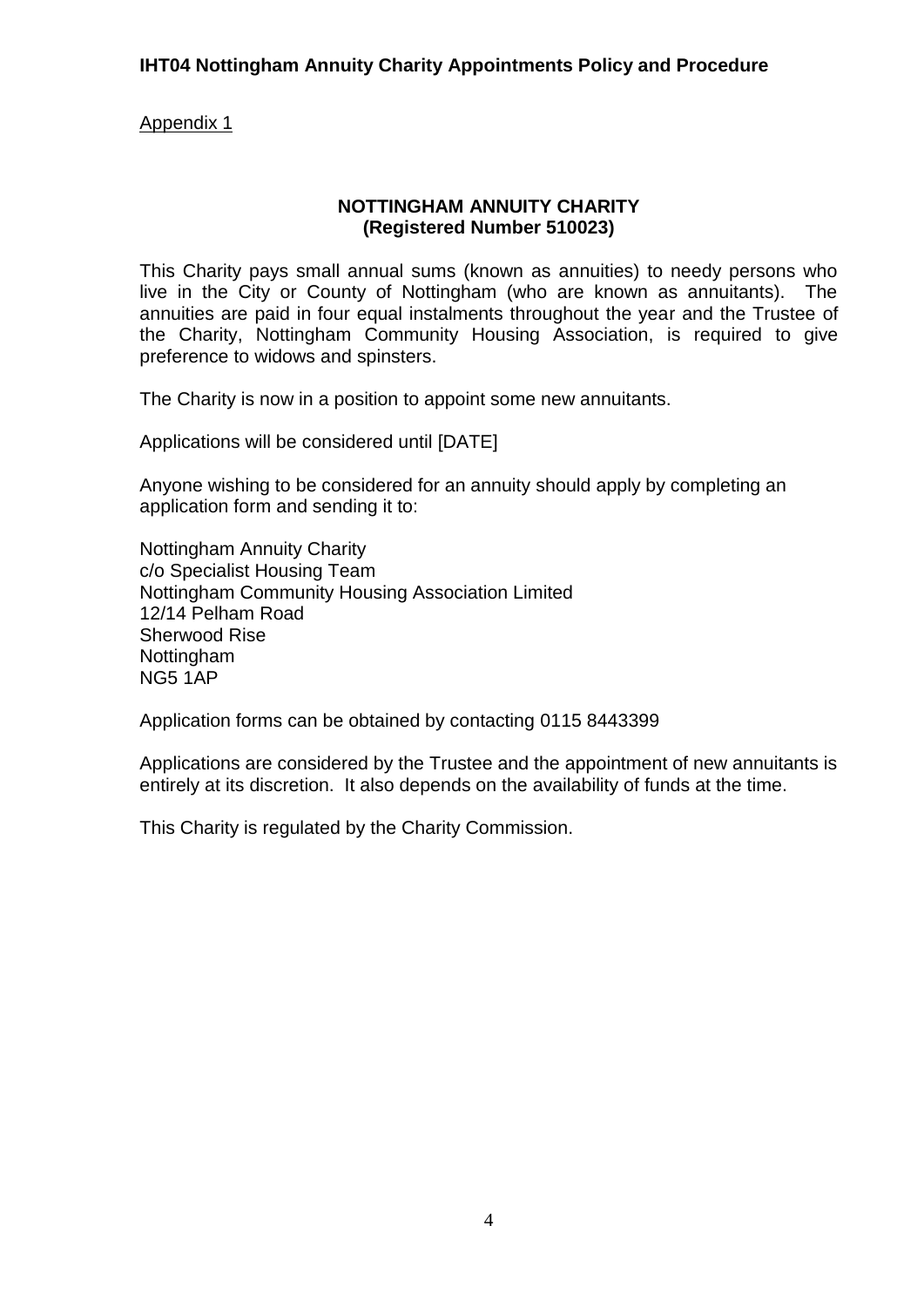Appendix 1

## NOTTINGHAM ANNUITY CHARITY
## (Registered Number 510023)

This Charity pays small annual sums (known as annuities) to needy persons who live in the City or County of Nottingham (who are known as annuitants). The annuities are paid in four equal instalments throughout the year and the Trustee of the Charity, Nottingham Community Housing Association, is required to give preference to widows and spinsters.

The Charity is now in a position to appoint some new annuitants.

Applications will be considered until [DATE]

Anyone wishing to be considered for an annuity should apply by completing an application form and sending it to:

Nottingham Annuity Charity
c/o Specialist Housing Team
Nottingham Community Housing Association Limited
12/14 Pelham Road
Sherwood Rise
Nottingham
NG5 1AP

Application forms can be obtained by contacting 0115 8443399

Applications are considered by the Trustee and the appointment of new annuitants is entirely at its discretion. It also depends on the availability of funds at the time.

This Charity is regulated by the Charity Commission.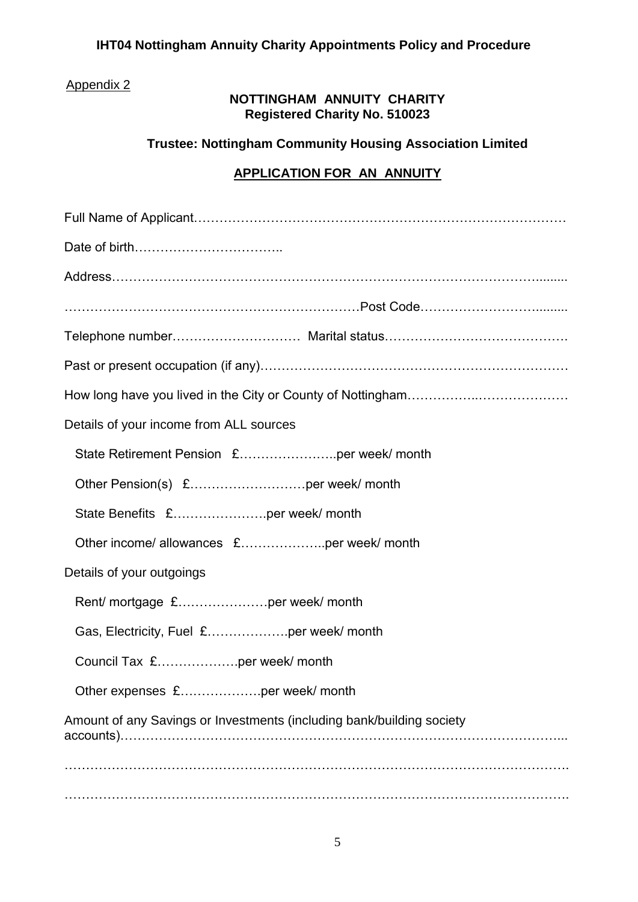Appendix 2

**NOTTINGHAM ANNUITY CHARITY**
**Registered Charity No. 510023**

**Trustee: Nottingham Community Housing Association Limited**

**APPLICATION FOR AN ANNUITY**

Full Name of Applicant…………………………………………………………………………

Date of birth……………………………..

Address………………………………………………………………………………………........

……………………………………………………………Post Code…………………………........

Telephone number………………………… Marital status…………………………………….

Past or present occupation (if any)…………………………………………………………….

How long have you lived in the City or County of Nottingham……………..…………………

Details of your income from ALL sources

State Retirement Pension £…………………..per week/ month

Other Pension(s) £………………………per week/ month

State Benefits £………………….per week/ month

Other income/ allowances £………………..per week/ month

Details of your outgoings

Rent/ mortgage £…………………per week/ month

Gas, Electricity, Fuel £……………….per week/ month

Council Tax £……………….per week/ month

Other expenses £………………per week/ month

Amount of any Savings or Investments (including bank/building society accounts)………………………………………………………………………………………...

…………………………………………………………………………………………………….

…………………………………………………………………………………………………….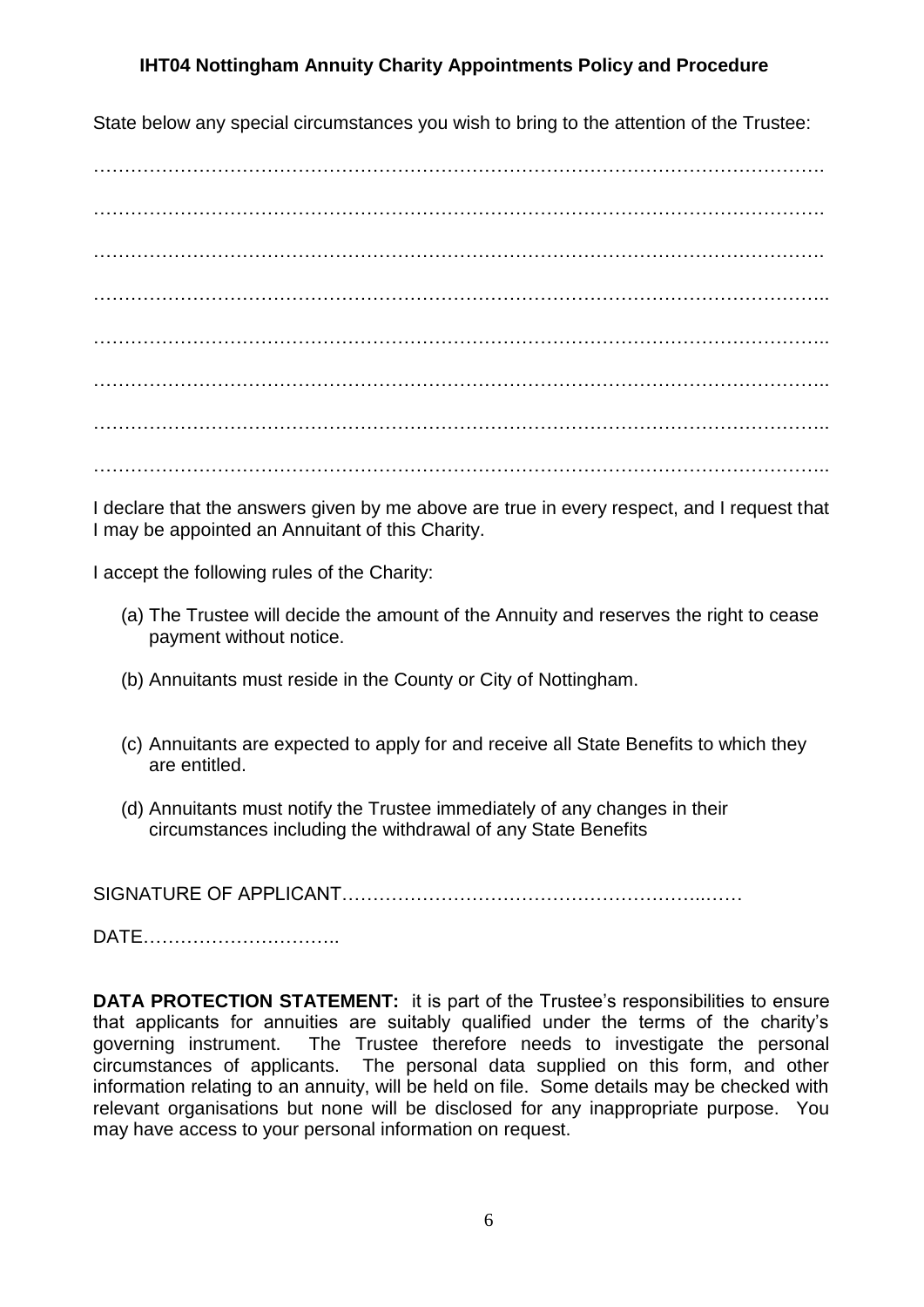State below any special circumstances you wish to bring to the attention of the Trustee:

…………………………………………………………………………………………………….

…………………………………………………………………………………………………….

…………………………………………………………………………………………………….

……………………………………………………………………………………………………..

……………………………………………………………………………………………………..

……………………………………………………………………………………………………..

……………………………………………………………………………………………………..

……………………………………………………………………………………………………..

I declare that the answers given by me above are true in every respect, and I request that I may be appointed an Annuitant of this Charity.

I accept the following rules of the Charity:

(a) The Trustee will decide the amount of the Annuity and reserves the right to cease payment without notice.

(b) Annuitants must reside in the County or City of Nottingham.

(c) Annuitants are expected to apply for and receive all State Benefits to which they are entitled.

(d) Annuitants must notify the Trustee immediately of any changes in their circumstances including the withdrawal of any State Benefits

SIGNATURE OF APPLICANT…………………………………………………..……

DATE…………………………..

**DATA PROTECTION STATEMENT:** it is part of the Trustee's responsibilities to ensure that applicants for annuities are suitably qualified under the terms of the charity's governing instrument. The Trustee therefore needs to investigate the personal circumstances of applicants. The personal data supplied on this form, and other information relating to an annuity, will be held on file. Some details may be checked with relevant organisations but none will be disclosed for any inappropriate purpose. You may have access to your personal information on request.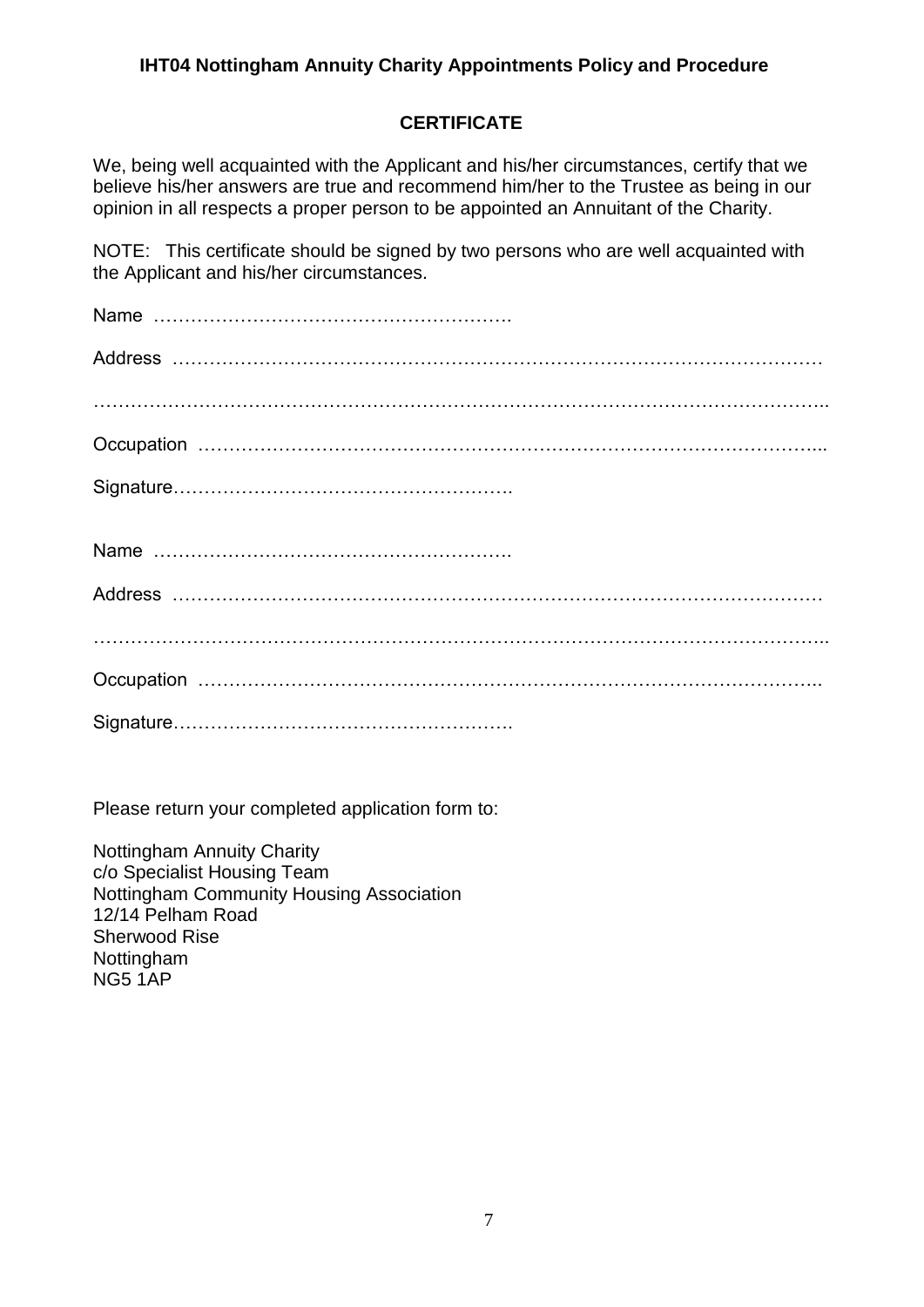**IHT04 Nottingham Annuity Charity Appointments Policy and Procedure**

## CERTIFICATE

We, being well acquainted with the Applicant and his/her circumstances, certify that we believe his/her answers are true and recommend him/her to the Trustee as being in our opinion in all respects a proper person to be appointed an Annuitant of the Charity.

NOTE: This certificate should be signed by two persons who are well acquainted with the Applicant and his/her circumstances.

Name ……………………………………………….

Address ……………………………………………………………………………………

……………………………………………………………………………………………..

Occupation ……………………………………………………………………………...

Signature……………………………………………….

Name ……………………………………………….

Address ……………………………………………………………………………………

……………………………………………………………………………………………..

Occupation ……………………………………………………………………………..

Signature……………………………………………….

Please return your completed application form to:

Nottingham Annuity Charity
c/o Specialist Housing Team
Nottingham Community Housing Association
12/14 Pelham Road
Sherwood Rise
Nottingham
NG5 1AP